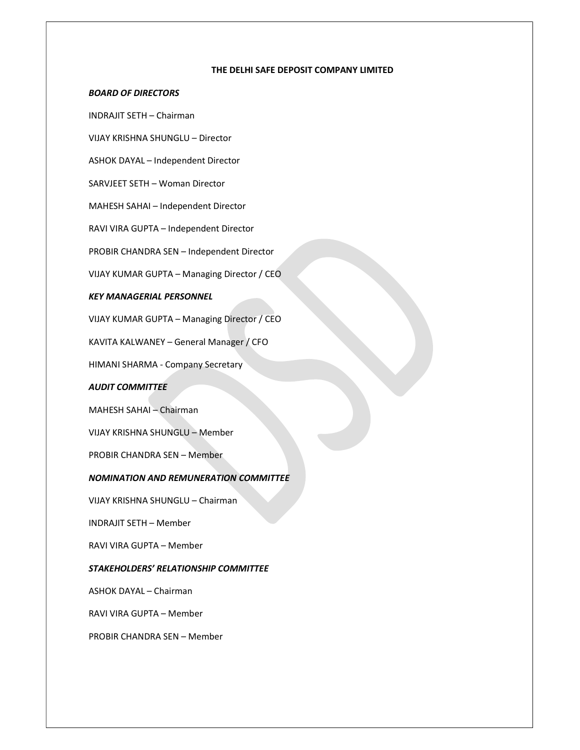# THE DELHI SAFE DEPOSIT COMPANY LIMITED

***BOARD OF DIRECTORS***

INDRAJIT SETH – Chairman

VIJAY KRISHNA SHUNGLU – Director

ASHOK DAYAL – Independent Director

SARVJEET SETH – Woman Director

MAHESH SAHAI – Independent Director

RAVI VIRA GUPTA – Independent Director

PROBIR CHANDRA SEN – Independent Director

VIJAY KUMAR GUPTA – Managing Director / CEO

***KEY MANAGERIAL PERSONNEL***

VIJAY KUMAR GUPTA – Managing Director / CEO

KAVITA KALWANEY – General Manager / CFO

HIMANI SHARMA - Company Secretary

***AUDIT COMMITTEE***

MAHESH SAHAI – Chairman

VIJAY KRISHNA SHUNGLU – Member

PROBIR CHANDRA SEN – Member

***NOMINATION AND REMUNERATION COMMITTEE***

VIJAY KRISHNA SHUNGLU – Chairman

INDRAJIT SETH – Member

RAVI VIRA GUPTA – Member

***STAKEHOLDERS' RELATIONSHIP COMMITTEE***

ASHOK DAYAL – Chairman

RAVI VIRA GUPTA – Member

PROBIR CHANDRA SEN – Member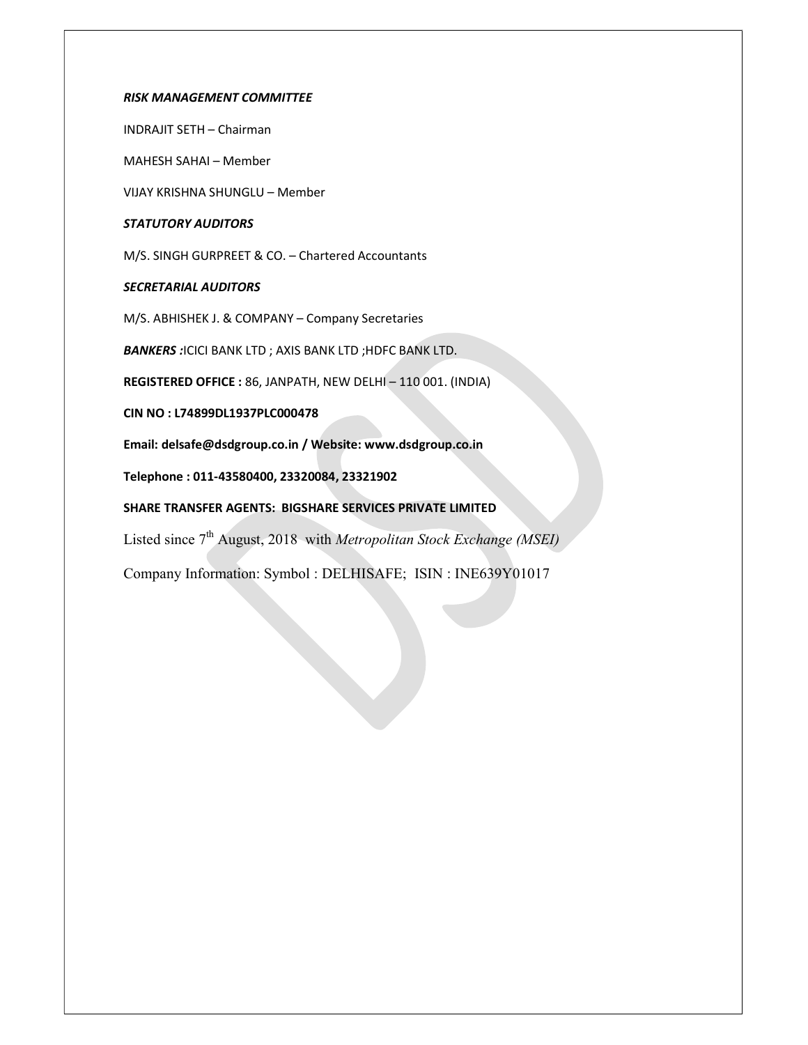***RISK MANAGEMENT COMMITTEE***

INDRAJIT SETH – Chairman

MAHESH SAHAI – Member

VIJAY KRISHNA SHUNGLU – Member

***STATUTORY AUDITORS***

M/S. SINGH GURPREET & CO. – Chartered Accountants

***SECRETARIAL AUDITORS***

M/S. ABHISHEK J. & COMPANY – Company Secretaries

***BANKERS :***ICICI BANK LTD ; AXIS BANK LTD ;HDFC BANK LTD.

**REGISTERED OFFICE :** 86, JANPATH, NEW DELHI – 110 001. (INDIA)

**CIN NO : L74899DL1937PLC000478**

**Email: delsafe@dsdgroup.co.in / Website: www.dsdgroup.co.in**

**Telephone : 011-43580400, 23320084, 23321902**

**SHARE TRANSFER AGENTS: BIGSHARE SERVICES PRIVATE LIMITED**

Listed since 7th August, 2018 with *Metropolitan Stock Exchange (MSEI)*

Company Information: Symbol : DELHISAFE; ISIN : INE639Y01017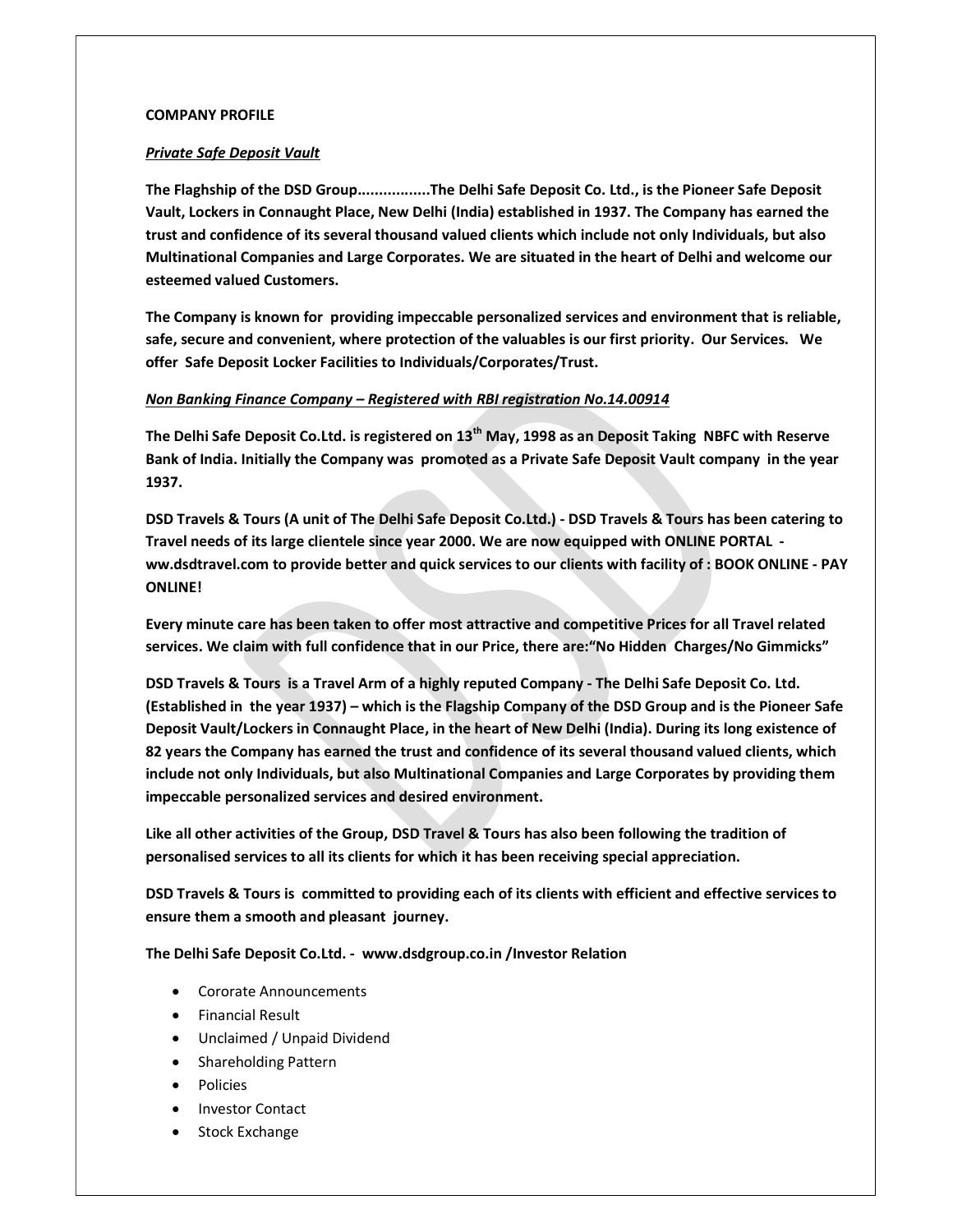**COMPANY PROFILE**

***Private Safe Deposit Vault***

**The Flaghship of the DSD Group................The Delhi Safe Deposit Co. Ltd., is the Pioneer Safe Deposit Vault, Lockers in Connaught Place, New Delhi (India) established in 1937. The Company has earned the trust and confidence of its several thousand valued clients which include not only Individuals, but also Multinational Companies and Large Corporates. We are situated in the heart of Delhi and welcome our esteemed valued Customers.**

**The Company is known for providing impeccable personalized services and environment that is reliable, safe, secure and convenient, where protection of the valuables is our first priority. Our Services. We offer Safe Deposit Locker Facilities to Individuals/Corporates/Trust.**

***Non Banking Finance Company – Registered with RBI registration No.14.00914***

**The Delhi Safe Deposit Co.Ltd. is registered on 13th May, 1998 as an Deposit Taking NBFC with Reserve Bank of India. Initially the Company was promoted as a Private Safe Deposit Vault company in the year 1937.**

**DSD Travels & Tours (A unit of The Delhi Safe Deposit Co.Ltd.) - DSD Travels & Tours has been catering to Travel needs of its large clientele since year 2000. We are now equipped with ONLINE PORTAL - ww.dsdtravel.com to provide better and quick services to our clients with facility of : BOOK ONLINE - PAY ONLINE!**

**Every minute care has been taken to offer most attractive and competitive Prices for all Travel related services. We claim with full confidence that in our Price, there are:"No Hidden Charges/No Gimmicks"**

**DSD Travels & Tours is a Travel Arm of a highly reputed Company - The Delhi Safe Deposit Co. Ltd. (Established in the year 1937) – which is the Flagship Company of the DSD Group and is the Pioneer Safe Deposit Vault/Lockers in Connaught Place, in the heart of New Delhi (India). During its long existence of 82 years the Company has earned the trust and confidence of its several thousand valued clients, which include not only Individuals, but also Multinational Companies and Large Corporates by providing them impeccable personalized services and desired environment.**

**Like all other activities of the Group, DSD Travel & Tours has also been following the tradition of personalised services to all its clients for which it has been receiving special appreciation.**

**DSD Travels & Tours is committed to providing each of its clients with efficient and effective services to ensure them a smooth and pleasant journey.**

**The Delhi Safe Deposit Co.Ltd. - www.dsdgroup.co.in /Investor Relation**

- Cororate Announcements
- Financial Result
- Unclaimed / Unpaid Dividend
- Shareholding Pattern
- Policies
- Investor Contact
- Stock Exchange